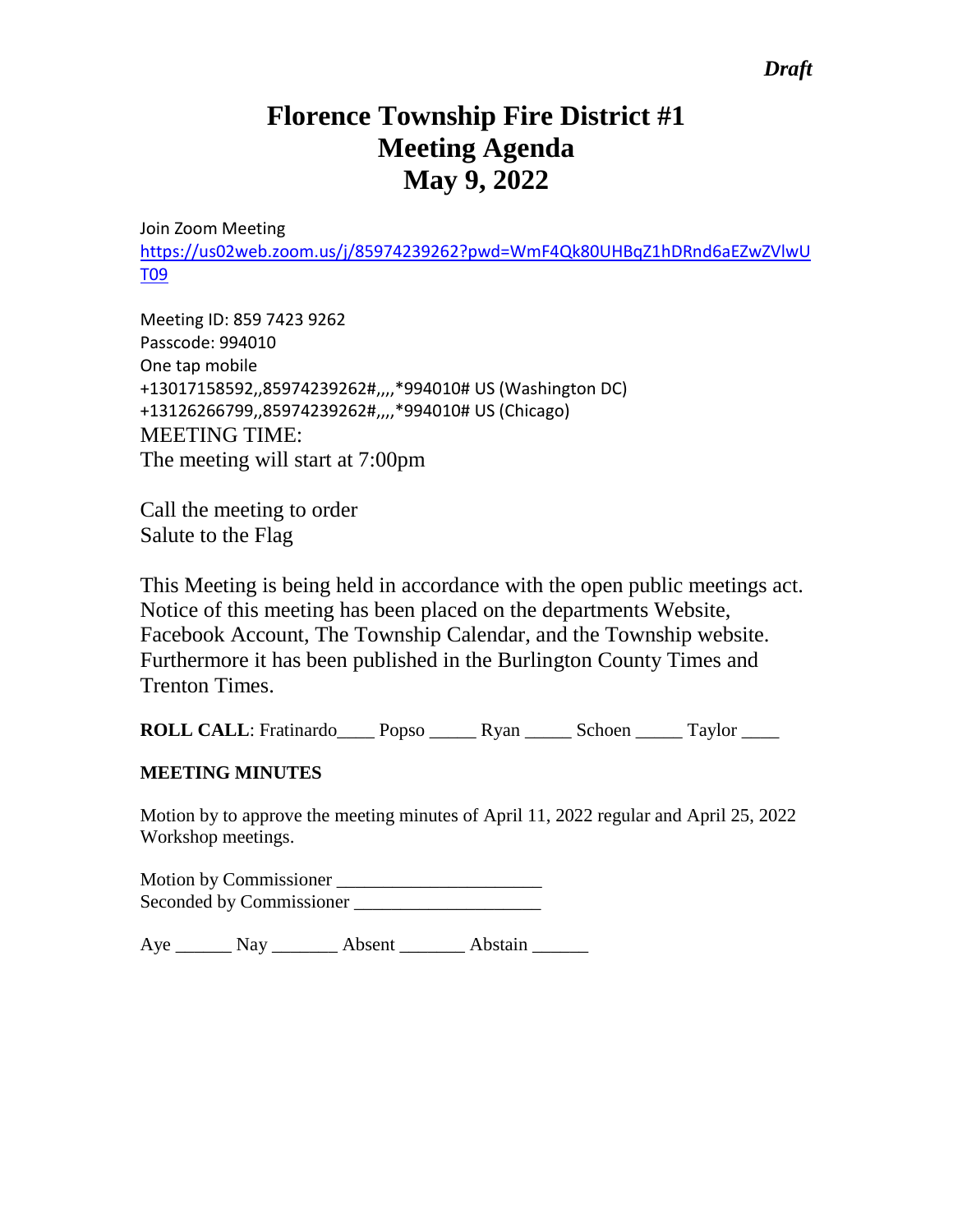*Draft*

# Florence Township Fire District #1
# Meeting Agenda
# May 9, 2022

Join Zoom Meeting
https://us02web.zoom.us/j/85974239262?pwd=WmF4Qk80UHBqZ1hDRnd6aEZwZVlwUT09

Meeting ID: 859 7423 9262
Passcode: 994010
One tap mobile
+13017158592,,85974239262#,,,,*994010# US (Washington DC)
+13126266799,,85974239262#,,,,*994010# US (Chicago)
MEETING TIME:
The meeting will start at 7:00pm

Call the meeting to order
Salute to the Flag

This Meeting is being held in accordance with the open public meetings act. Notice of this meeting has been placed on the departments Website, Facebook Account, The Township Calendar, and the Township website. Furthermore it has been published in the Burlington County Times and Trenton Times.

**ROLL CALL**: Fratinardo____ Popso _____ Ryan _____ Schoen _____ Taylor ____

**MEETING MINUTES**

Motion by to approve the meeting minutes of April 11, 2022 regular and April 25, 2022 Workshop meetings.

Motion by Commissioner ______________________
Seconded by Commissioner ____________________

Aye ______ Nay _______ Absent _______ Abstain ______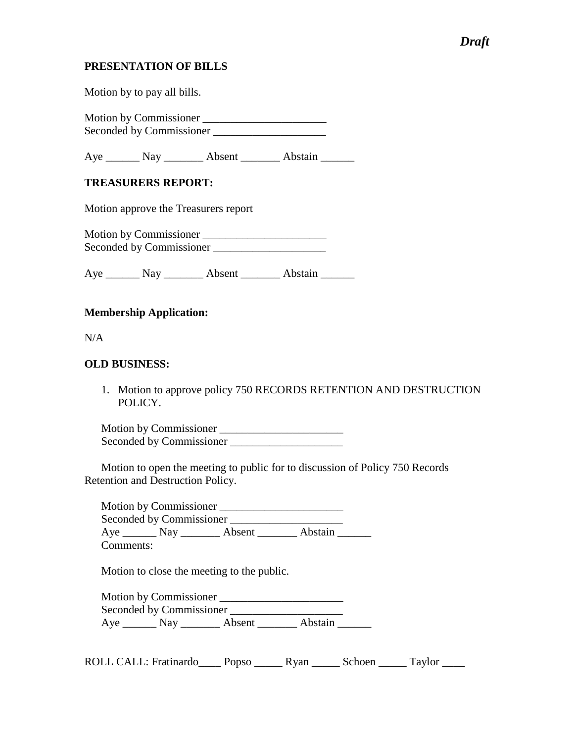*Draft*

**PRESENTATION OF BILLS**

Motion by to pay all bills.

Motion by Commissioner ______________________
Seconded by Commissioner ____________________

Aye ______ Nay _______ Absent _______ Abstain ______

**TREASURERS REPORT:**

Motion approve the Treasurers report

Motion by Commissioner ______________________
Seconded by Commissioner ____________________

Aye ______ Nay _______ Absent _______ Abstain ______

**Membership Application:**

N/A

**OLD BUSINESS:**

1. Motion to approve policy 750 RECORDS RETENTION AND DESTRUCTION POLICY.

Motion by Commissioner ______________________
Seconded by Commissioner ____________________

Motion to open the meeting to public for to discussion of Policy 750 Records Retention and Destruction Policy.

Motion by Commissioner ______________________
Seconded by Commissioner ____________________
Aye ______ Nay _______ Absent _______ Abstain ______
Comments:

Motion to close the meeting to the public.

Motion by Commissioner ______________________
Seconded by Commissioner ____________________
Aye ______ Nay _______ Absent _______ Abstain ______

ROLL CALL: Fratinardo____ Popso _____ Ryan _____ Schoen _____ Taylor ____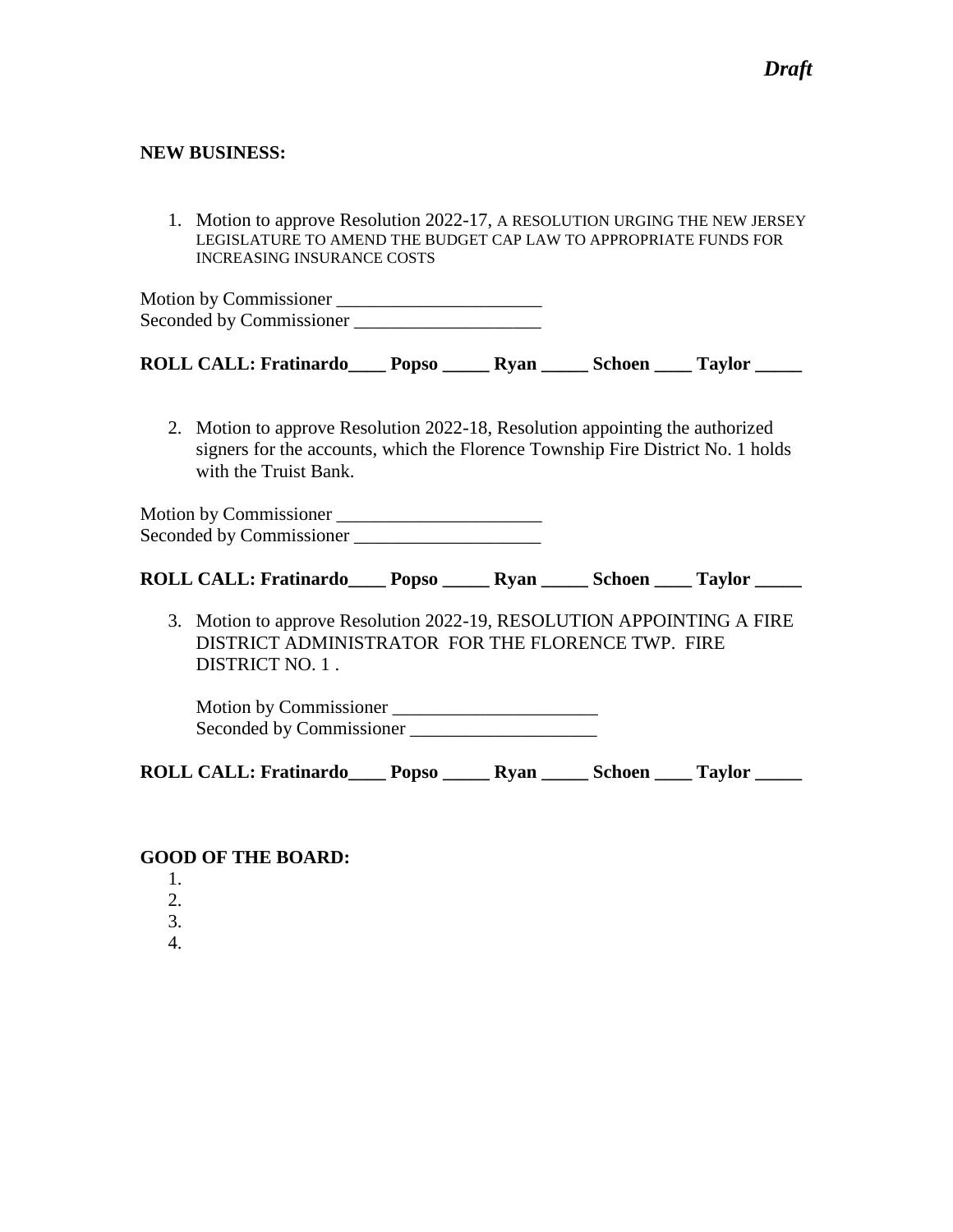*Draft*

**NEW BUSINESS:**

1. Motion to approve Resolution 2022-17, A RESOLUTION URGING THE NEW JERSEY LEGISLATURE TO AMEND THE BUDGET CAP LAW TO APPROPRIATE FUNDS FOR INCREASING INSURANCE COSTS

Motion by Commissioner ______________________
Seconded by Commissioner ____________________

**ROLL CALL: Fratinardo____ Popso _____ Ryan _____ Schoen ____ Taylor _____**

2. Motion to approve Resolution 2022-18, Resolution appointing the authorized signers for the accounts, which the Florence Township Fire District No. 1 holds with the Truist Bank.

Motion by Commissioner ______________________
Seconded by Commissioner ____________________

**ROLL CALL: Fratinardo____ Popso _____ Ryan _____ Schoen ____ Taylor _____**

3. Motion to approve Resolution 2022-19, RESOLUTION APPOINTING A FIRE DISTRICT ADMINISTRATOR FOR THE FLORENCE TWP. FIRE DISTRICT NO. 1 .

   Motion by Commissioner ______________________
   Seconded by Commissioner ____________________

**ROLL CALL: Fratinardo____ Popso _____ Ryan _____ Schoen ____ Taylor _____**

**GOOD OF THE BOARD:**

1.
2.
3.
4.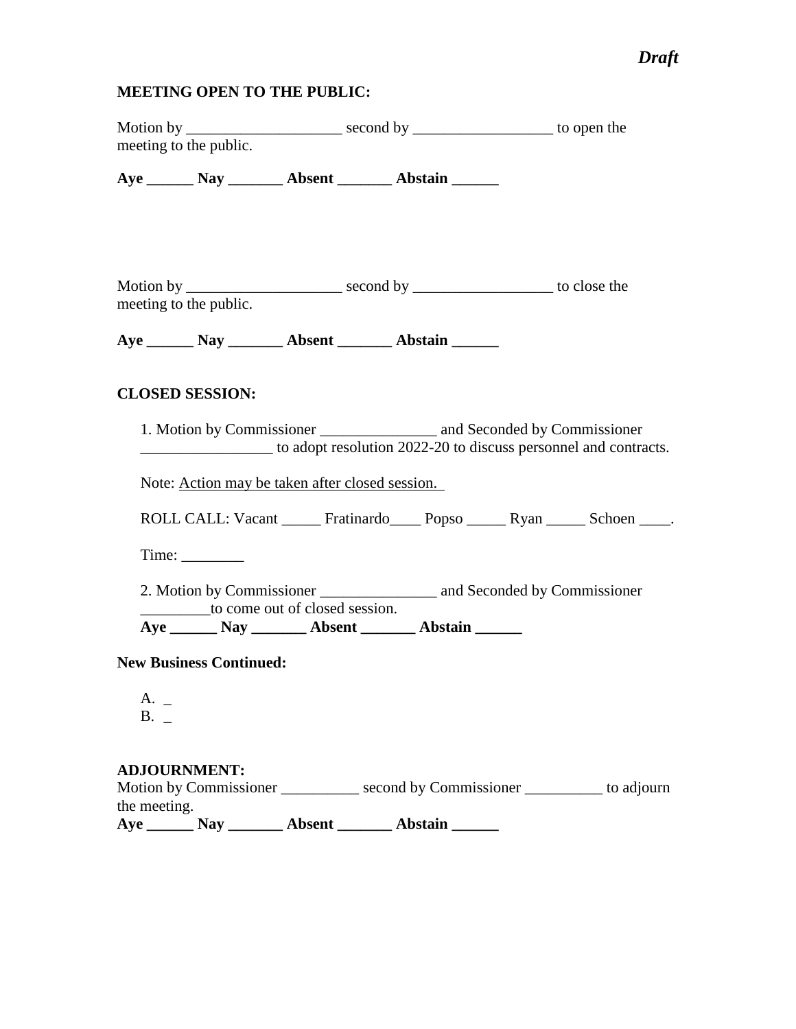*Draft*

**MEETING OPEN TO THE PUBLIC:**

Motion by ____________________ second by __________________ to open the meeting to the public.

**Aye ______ Nay _______ Absent _______ Abstain ______**

Motion by ____________________ second by __________________ to close the meeting to the public.

**Aye ______ Nay _______ Absent _______ Abstain ______**

**CLOSED SESSION:**

1. Motion by Commissioner _______________ and Seconded by Commissioner _________________ to adopt resolution 2022-20 to discuss personnel and contracts.

   Note: <u>Action may be taken after closed session.</u>

   ROLL CALL: Vacant _____ Fratinardo____ Popso _____ Ryan _____ Schoen ____.

   Time: ________

2. Motion by Commissioner _______________ and Seconded by Commissioner _________to come out of closed session.
   **Aye ______ Nay _______ Absent _______ Abstain ______**

**New Business Continued:**

A. _
B. _

**ADJOURNMENT:**
Motion by Commissioner __________ second by Commissioner __________ to adjourn the meeting.
**Aye ______ Nay _______ Absent _______ Abstain ______**